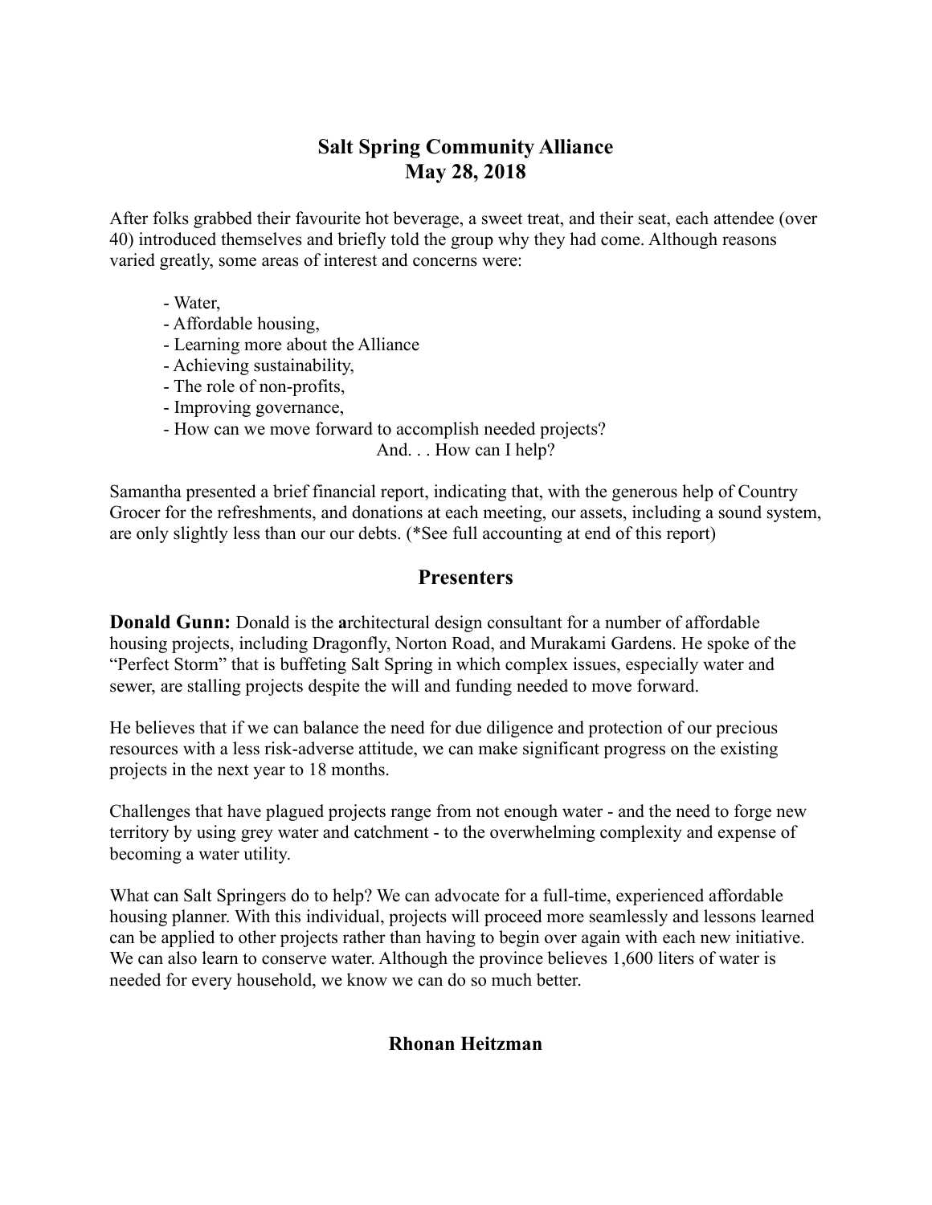# Salt Spring Community Alliance
# May 28, 2018

After folks grabbed their favourite hot beverage, a sweet treat, and their seat, each attendee (over 40) introduced themselves and briefly told the group why they had come. Although reasons varied greatly, some areas of interest and concerns were:

- Water,
- Affordable housing,
- Learning more about the Alliance
- Achieving sustainability,
- The role of non-profits,
- Improving governance,
- How can we move forward to accomplish needed projects?

And. . . How can I help?

Samantha presented a brief financial report, indicating that, with the generous help of Country Grocer for the refreshments, and donations at each meeting, our assets, including a sound system, are only slightly less than our our debts. (*See full accounting at end of this report)

## Presenters

**Donald Gunn:** Donald is the **a**rchitectural design consultant for a number of affordable housing projects, including Dragonfly, Norton Road, and Murakami Gardens. He spoke of the "Perfect Storm" that is buffeting Salt Spring in which complex issues, especially water and sewer, are stalling projects despite the will and funding needed to move forward.

He believes that if we can balance the need for due diligence and protection of our precious resources with a less risk-adverse attitude, we can make significant progress on the existing projects in the next year to 18 months.

Challenges that have plagued projects range from not enough water - and the need to forge new territory by using grey water and catchment - to the overwhelming complexity and expense of becoming a water utility.

What can Salt Springers do to help? We can advocate for a full-time, experienced affordable housing planner. With this individual, projects will proceed more seamlessly and lessons learned can be applied to other projects rather than having to begin over again with each new initiative. We can also learn to conserve water. Although the province believes 1,600 liters of water is needed for every household, we know we can do so much better.

### Rhonan Heitzman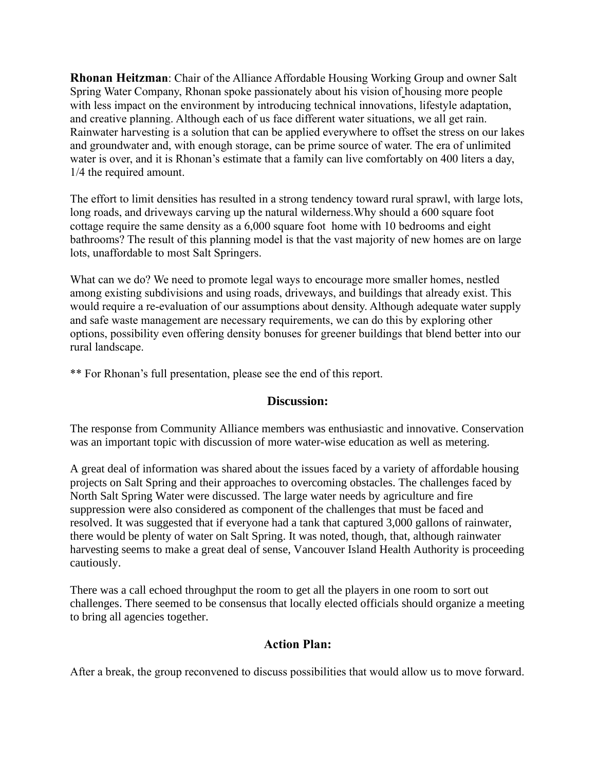**Rhonan Heitzman**: Chair of the Alliance Affordable Housing Working Group and owner Salt Spring Water Company, Rhonan spoke passionately about his vision of housing more people with less impact on the environment by introducing technical innovations, lifestyle adaptation, and creative planning. Although each of us face different water situations, we all get rain. Rainwater harvesting is a solution that can be applied everywhere to offset the stress on our lakes and groundwater and, with enough storage, can be prime source of water. The era of unlimited water is over, and it is Rhonan's estimate that a family can live comfortably on 400 liters a day, 1/4 the required amount.

The effort to limit densities has resulted in a strong tendency toward rural sprawl, with large lots, long roads, and driveways carving up the natural wilderness.Why should a 600 square foot cottage require the same density as a 6,000 square foot home with 10 bedrooms and eight bathrooms? The result of this planning model is that the vast majority of new homes are on large lots, unaffordable to most Salt Springers.

What can we do? We need to promote legal ways to encourage more smaller homes, nestled among existing subdivisions and using roads, driveways, and buildings that already exist. This would require a re-evaluation of our assumptions about density. Although adequate water supply and safe waste management are necessary requirements, we can do this by exploring other options, possibility even offering density bonuses for greener buildings that blend better into our rural landscape.

** For Rhonan's full presentation, please see the end of this report.

## Discussion:

The response from Community Alliance members was enthusiastic and innovative. Conservation was an important topic with discussion of more water-wise education as well as metering.

A great deal of information was shared about the issues faced by a variety of affordable housing projects on Salt Spring and their approaches to overcoming obstacles. The challenges faced by North Salt Spring Water were discussed. The large water needs by agriculture and fire suppression were also considered as component of the challenges that must be faced and resolved. It was suggested that if everyone had a tank that captured 3,000 gallons of rainwater, there would be plenty of water on Salt Spring. It was noted, though, that, although rainwater harvesting seems to make a great deal of sense, Vancouver Island Health Authority is proceeding cautiously.

There was a call echoed throughput the room to get all the players in one room to sort out challenges. There seemed to be consensus that locally elected officials should organize a meeting to bring all agencies together.

## Action Plan:

After a break, the group reconvened to discuss possibilities that would allow us to move forward.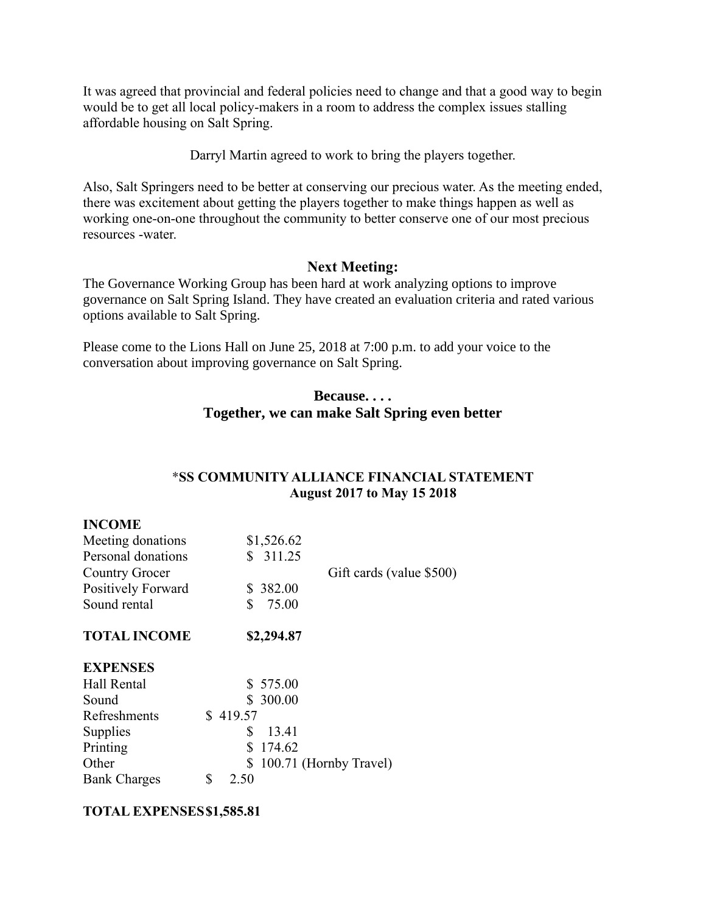It was agreed that provincial and federal policies need to change and that a good way to begin would be to get all local policy-makers in a room to address the complex issues stalling affordable housing on Salt Spring.

Darryl Martin agreed to work to bring the players together.

Also, Salt Springers need to be better at conserving our precious water. As the meeting ended, there was excitement about getting the players together to make things happen as well as working one-on-one throughout the community to better conserve one of our most precious resources -water.

## Next Meeting:

The Governance Working Group has been hard at work analyzing options to improve governance on Salt Spring Island. They have created an evaluation criteria and rated various options available to Salt Spring.

Please come to the Lions Hall on June 25, 2018 at 7:00 p.m. to add your voice to the conversation about improving governance on Salt Spring.

**Because. . . .**
**Together, we can make Salt Spring even better**

## *SS COMMUNITY ALLIANCE FINANCIAL STATEMENT August 2017 to May 15 2018

**INCOME**

| | | |
|---|---|---|
| Meeting donations | $1,526.62 | |
| Personal donations | $ 311.25 | |
| Country Grocer | | Gift cards (value $500) |
| Positively Forward | $ 382.00 | |
| Sound rental | $ 75.00 | |
| **TOTAL INCOME** | **$2,294.87** | |

**EXPENSES**

| | | |
|---|---|---|
| Hall Rental | $ 575.00 | |
| Sound | $ 300.00 | |
| Refreshments | $ 419.57 | |
| Supplies | $ 13.41 | |
| Printing | $ 174.62 | |
| Other | $ 100.71 | (Hornby Travel) |
| Bank Charges | $ 2.50 | |
| **TOTAL EXPENSES** | **$1,585.81** | |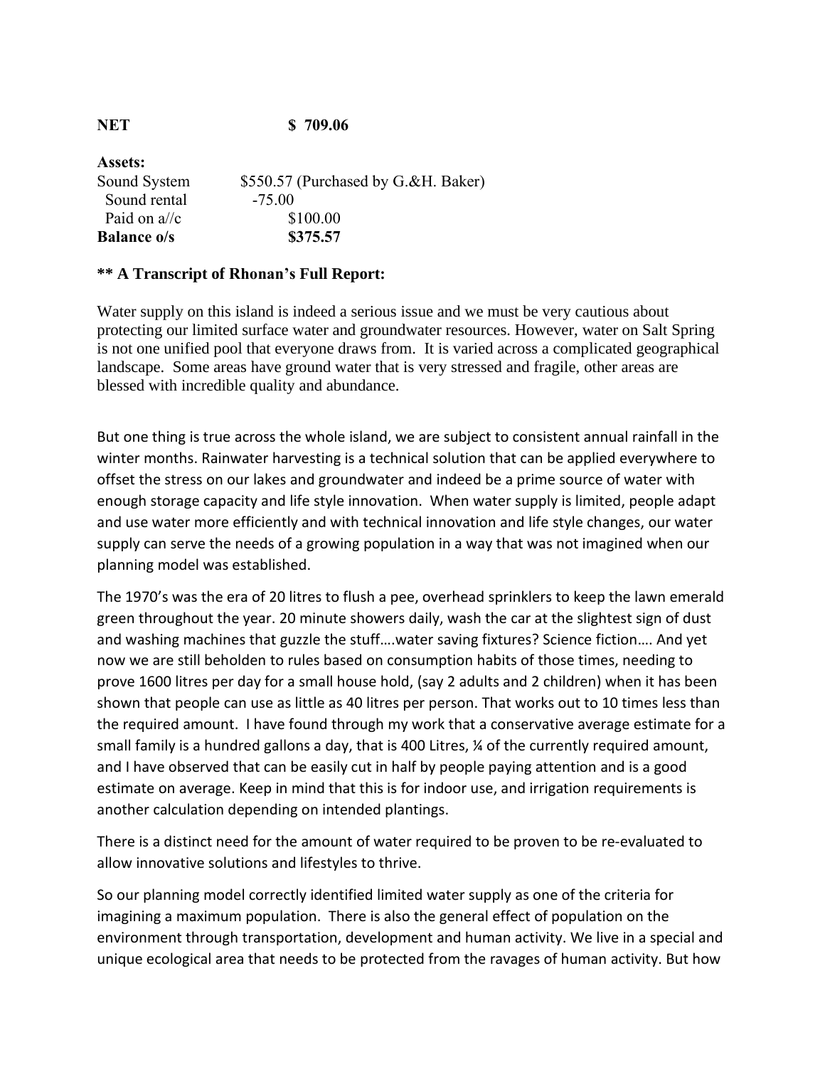**NET** **$ 709.06**

| **Assets:** | |
|---|---|
| Sound System | $550.57 (Purchased by G.&H. Baker) |
| Sound rental | -75.00 |
| Paid on a//c | $100.00 |
| **Balance o/s** | **$375.57** |

**\*\* A Transcript of Rhonan's Full Report:**

Water supply on this island is indeed a serious issue and we must be very cautious about protecting our limited surface water and groundwater resources. However, water on Salt Spring is not one unified pool that everyone draws from. It is varied across a complicated geographical landscape. Some areas have ground water that is very stressed and fragile, other areas are blessed with incredible quality and abundance.

But one thing is true across the whole island, we are subject to consistent annual rainfall in the winter months. Rainwater harvesting is a technical solution that can be applied everywhere to offset the stress on our lakes and groundwater and indeed be a prime source of water with enough storage capacity and life style innovation. When water supply is limited, people adapt and use water more efficiently and with technical innovation and life style changes, our water supply can serve the needs of a growing population in a way that was not imagined when our planning model was established.

The 1970's was the era of 20 litres to flush a pee, overhead sprinklers to keep the lawn emerald green throughout the year. 20 minute showers daily, wash the car at the slightest sign of dust and washing machines that guzzle the stuff….water saving fixtures? Science fiction…. And yet now we are still beholden to rules based on consumption habits of those times, needing to prove 1600 litres per day for a small house hold, (say 2 adults and 2 children) when it has been shown that people can use as little as 40 litres per person. That works out to 10 times less than the required amount. I have found through my work that a conservative average estimate for a small family is a hundred gallons a day, that is 400 Litres, ¼ of the currently required amount, and I have observed that can be easily cut in half by people paying attention and is a good estimate on average. Keep in mind that this is for indoor use, and irrigation requirements is another calculation depending on intended plantings.

There is a distinct need for the amount of water required to be proven to be re-evaluated to allow innovative solutions and lifestyles to thrive.

So our planning model correctly identified limited water supply as one of the criteria for imagining a maximum population. There is also the general effect of population on the environment through transportation, development and human activity. We live in a special and unique ecological area that needs to be protected from the ravages of human activity. But how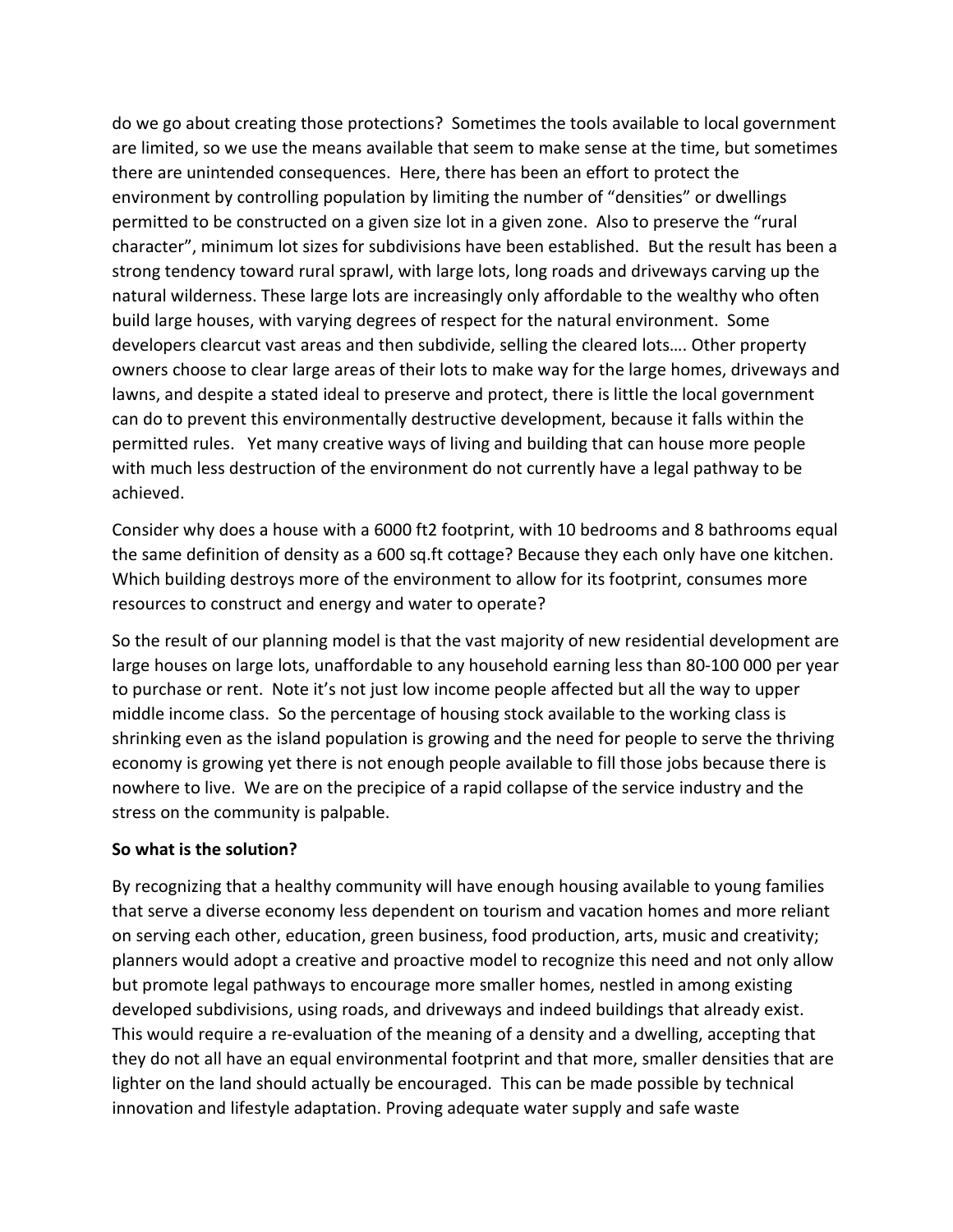do we go about creating those protections? Sometimes the tools available to local government are limited, so we use the means available that seem to make sense at the time, but sometimes there are unintended consequences. Here, there has been an effort to protect the environment by controlling population by limiting the number of "densities" or dwellings permitted to be constructed on a given size lot in a given zone. Also to preserve the "rural character", minimum lot sizes for subdivisions have been established. But the result has been a strong tendency toward rural sprawl, with large lots, long roads and driveways carving up the natural wilderness. These large lots are increasingly only affordable to the wealthy who often build large houses, with varying degrees of respect for the natural environment. Some developers clearcut vast areas and then subdivide, selling the cleared lots…. Other property owners choose to clear large areas of their lots to make way for the large homes, driveways and lawns, and despite a stated ideal to preserve and protect, there is little the local government can do to prevent this environmentally destructive development, because it falls within the permitted rules. Yet many creative ways of living and building that can house more people with much less destruction of the environment do not currently have a legal pathway to be achieved.

Consider why does a house with a 6000 ft2 footprint, with 10 bedrooms and 8 bathrooms equal the same definition of density as a 600 sq.ft cottage? Because they each only have one kitchen. Which building destroys more of the environment to allow for its footprint, consumes more resources to construct and energy and water to operate?

So the result of our planning model is that the vast majority of new residential development are large houses on large lots, unaffordable to any household earning less than 80-100 000 per year to purchase or rent. Note it's not just low income people affected but all the way to upper middle income class. So the percentage of housing stock available to the working class is shrinking even as the island population is growing and the need for people to serve the thriving economy is growing yet there is not enough people available to fill those jobs because there is nowhere to live. We are on the precipice of a rapid collapse of the service industry and the stress on the community is palpable.

**So what is the solution?**

By recognizing that a healthy community will have enough housing available to young families that serve a diverse economy less dependent on tourism and vacation homes and more reliant on serving each other, education, green business, food production, arts, music and creativity; planners would adopt a creative and proactive model to recognize this need and not only allow but promote legal pathways to encourage more smaller homes, nestled in among existing developed subdivisions, using roads, and driveways and indeed buildings that already exist. This would require a re-evaluation of the meaning of a density and a dwelling, accepting that they do not all have an equal environmental footprint and that more, smaller densities that are lighter on the land should actually be encouraged. This can be made possible by technical innovation and lifestyle adaptation. Proving adequate water supply and safe waste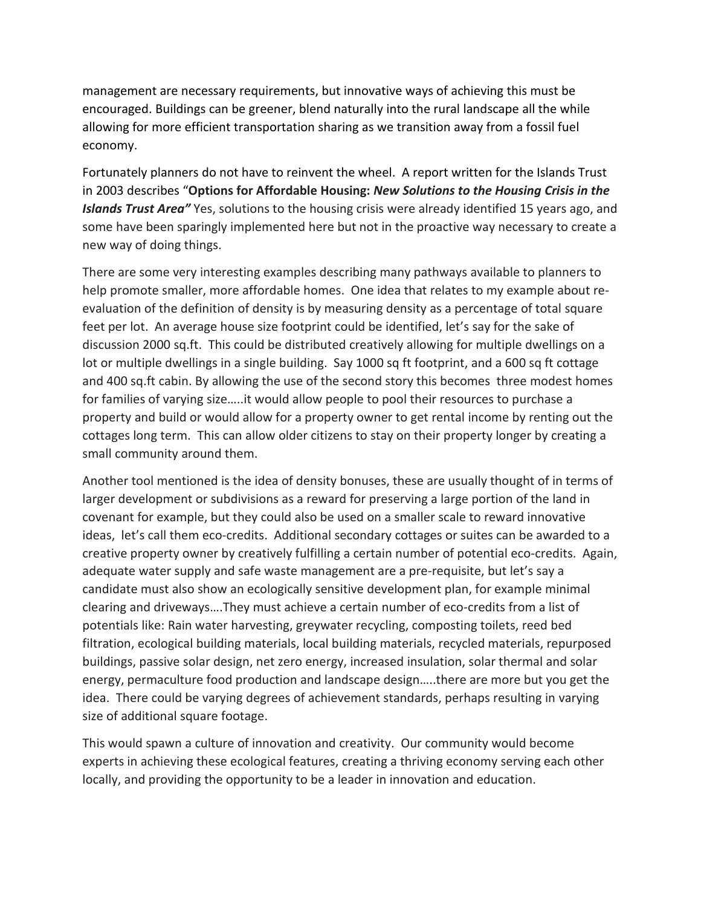management are necessary requirements, but innovative ways of achieving this must be encouraged. Buildings can be greener, blend naturally into the rural landscape all the while allowing for more efficient transportation sharing as we transition away from a fossil fuel economy.

Fortunately planners do not have to reinvent the wheel. A report written for the Islands Trust in 2003 describes "**Options for Affordable Housing:** ***New Solutions to the Housing Crisis in the Islands Trust Area"*** Yes, solutions to the housing crisis were already identified 15 years ago, and some have been sparingly implemented here but not in the proactive way necessary to create a new way of doing things.

There are some very interesting examples describing many pathways available to planners to help promote smaller, more affordable homes. One idea that relates to my example about re-evaluation of the definition of density is by measuring density as a percentage of total square feet per lot. An average house size footprint could be identified, let's say for the sake of discussion 2000 sq.ft. This could be distributed creatively allowing for multiple dwellings on a lot or multiple dwellings in a single building. Say 1000 sq ft footprint, and a 600 sq ft cottage and 400 sq.ft cabin. By allowing the use of the second story this becomes three modest homes for families of varying size…..it would allow people to pool their resources to purchase a property and build or would allow for a property owner to get rental income by renting out the cottages long term. This can allow older citizens to stay on their property longer by creating a small community around them.

Another tool mentioned is the idea of density bonuses, these are usually thought of in terms of larger development or subdivisions as a reward for preserving a large portion of the land in covenant for example, but they could also be used on a smaller scale to reward innovative ideas, let's call them eco-credits. Additional secondary cottages or suites can be awarded to a creative property owner by creatively fulfilling a certain number of potential eco-credits. Again, adequate water supply and safe waste management are a pre-requisite, but let's say a candidate must also show an ecologically sensitive development plan, for example minimal clearing and driveways….They must achieve a certain number of eco-credits from a list of potentials like: Rain water harvesting, greywater recycling, composting toilets, reed bed filtration, ecological building materials, local building materials, recycled materials, repurposed buildings, passive solar design, net zero energy, increased insulation, solar thermal and solar energy, permaculture food production and landscape design…..there are more but you get the idea. There could be varying degrees of achievement standards, perhaps resulting in varying size of additional square footage.

This would spawn a culture of innovation and creativity. Our community would become experts in achieving these ecological features, creating a thriving economy serving each other locally, and providing the opportunity to be a leader in innovation and education.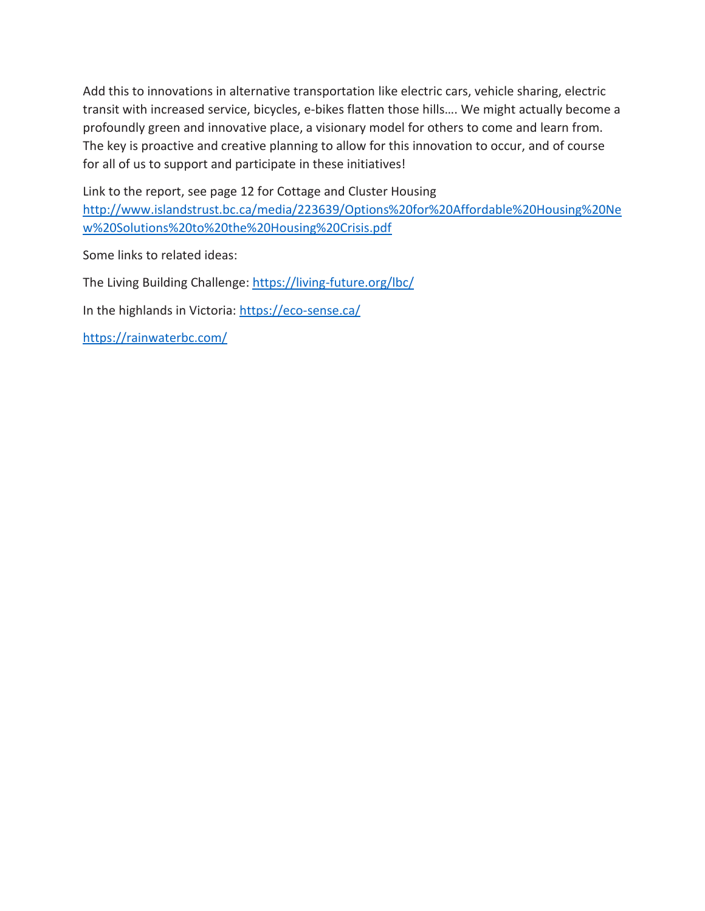Add this to innovations in alternative transportation like electric cars, vehicle sharing, electric transit with increased service, bicycles, e-bikes flatten those hills…. We might actually become a profoundly green and innovative place, a visionary model for others to come and learn from. The key is proactive and creative planning to allow for this innovation to occur, and of course for all of us to support and participate in these initiatives!

Link to the report, see page 12 for Cottage and Cluster Housing
http://www.islandstrust.bc.ca/media/223639/Options%20for%20Affordable%20Housing%20New%20Solutions%20to%20the%20Housing%20Crisis.pdf

Some links to related ideas:

The Living Building Challenge: https://living-future.org/lbc/

In the highlands in Victoria: https://eco-sense.ca/

https://rainwaterbc.com/